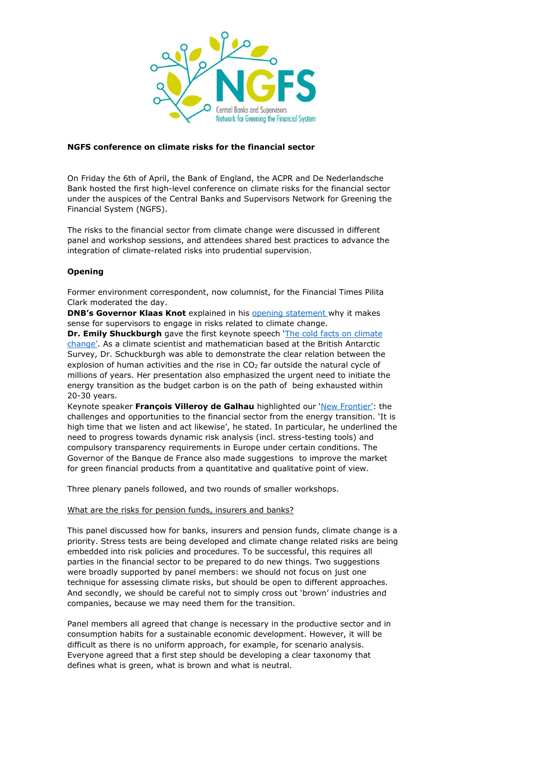**NGFS conference on climate risks for the financial sector**

On Friday the 6th of April, the Bank of England, the ACPR and De Nederlandsche Bank hosted the first high-level conference on climate risks for the financial sector under the auspices of the Central Banks and Supervisors Network for Greening the Financial System (NGFS).

The risks to the financial sector from climate change were discussed in different panel and workshop sessions, and attendees shared best practices to advance the integration of climate-related risks into prudential supervision.

**Opening**

Former environment correspondent, now columnist, for the Financial Times Pilita Clark moderated the day.
**DNB's Governor Klaas Knot** explained in his opening statement why it makes sense for supervisors to engage in risks related to climate change.
**Dr. Emily Shuckburgh** gave the first keynote speech 'The cold facts on climate change'. As a climate scientist and mathematician based at the British Antarctic Survey, Dr. Schuckburgh was able to demonstrate the clear relation between the explosion of human activities and the rise in $CO_2$ far outside the natural cycle of millions of years. Her presentation also emphasized the urgent need to initiate the energy transition as the budget carbon is on the path of being exhausted within 20-30 years.
Keynote speaker **François Villeroy de Galhau** highlighted our 'New Frontier': the challenges and opportunities to the financial sector from the energy transition. 'It is high time that we listen and act likewise', he stated. In particular, he underlined the need to progress towards dynamic risk analysis (incl. stress-testing tools) and compulsory transparency requirements in Europe under certain conditions. The Governor of the Banque de France also made suggestions to improve the market for green financial products from a quantitative and qualitative point of view.

Three plenary panels followed, and two rounds of smaller workshops.

What are the risks for pension funds, insurers and banks?

This panel discussed how for banks, insurers and pension funds, climate change is a priority. Stress tests are being developed and climate change related risks are being embedded into risk policies and procedures. To be successful, this requires all parties in the financial sector to be prepared to do new things. Two suggestions were broadly supported by panel members: we should not focus on just one technique for assessing climate risks, but should be open to different approaches. And secondly, we should be careful not to simply cross out 'brown' industries and companies, because we may need them for the transition.

Panel members all agreed that change is necessary in the productive sector and in consumption habits for a sustainable economic development. However, it will be difficult as there is no uniform approach, for example, for scenario analysis. Everyone agreed that a first step should be developing a clear taxonomy that defines what is green, what is brown and what is neutral.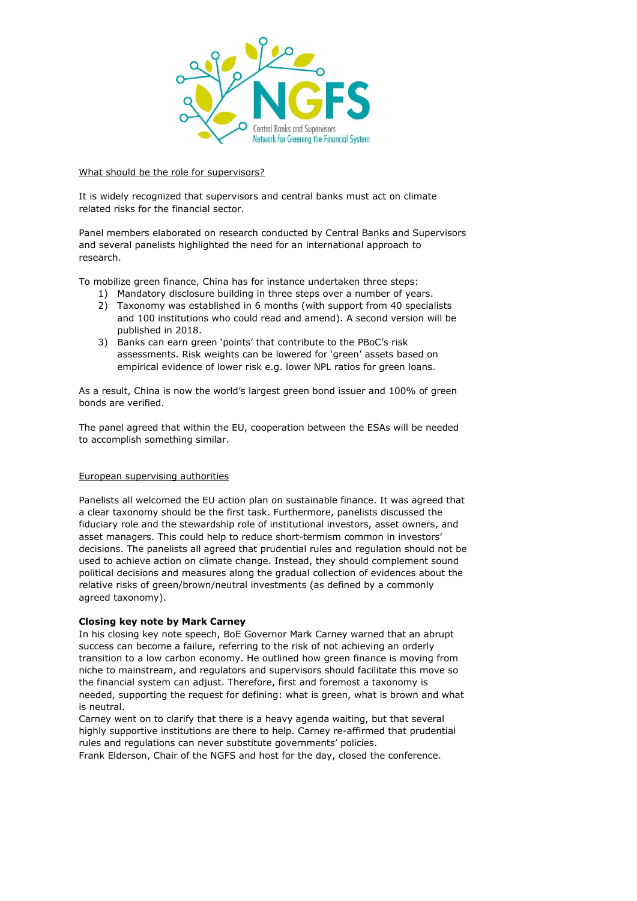What should be the role for supervisors?

It is widely recognized that supervisors and central banks must act on climate related risks for the financial sector.

Panel members elaborated on research conducted by Central Banks and Supervisors and several panelists highlighted the need for an international approach to research.

To mobilize green finance, China has for instance undertaken three steps:

1) Mandatory disclosure building in three steps over a number of years.
2) Taxonomy was established in 6 months (with support from 40 specialists and 100 institutions who could read and amend). A second version will be published in 2018.
3) Banks can earn green 'points' that contribute to the PBoC's risk assessments. Risk weights can be lowered for 'green' assets based on empirical evidence of lower risk e.g. lower NPL ratios for green loans.

As a result, China is now the world's largest green bond issuer and 100% of green bonds are verified.

The panel agreed that within the EU, cooperation between the ESAs will be needed to accomplish something similar.

European supervising authorities

Panelists all welcomed the EU action plan on sustainable finance. It was agreed that a clear taxonomy should be the first task. Furthermore, panelists discussed the fiduciary role and the stewardship role of institutional investors, asset owners, and asset managers. This could help to reduce short-termism common in investors' decisions. The panelists all agreed that prudential rules and regulation should not be used to achieve action on climate change. Instead, they should complement sound political decisions and measures along the gradual collection of evidences about the relative risks of green/brown/neutral investments (as defined by a commonly agreed taxonomy).

**Closing key note by Mark Carney**

In his closing key note speech, BoE Governor Mark Carney warned that an abrupt success can become a failure, referring to the risk of not achieving an orderly transition to a low carbon economy. He outlined how green finance is moving from niche to mainstream, and regulators and supervisors should facilitate this move so the financial system can adjust. Therefore, first and foremost a taxonomy is needed, supporting the request for defining: what is green, what is brown and what is neutral.

Carney went on to clarify that there is a heavy agenda waiting, but that several highly supportive institutions are there to help. Carney re-affirmed that prudential rules and regulations can never substitute governments' policies.

Frank Elderson, Chair of the NGFS and host for the day, closed the conference.